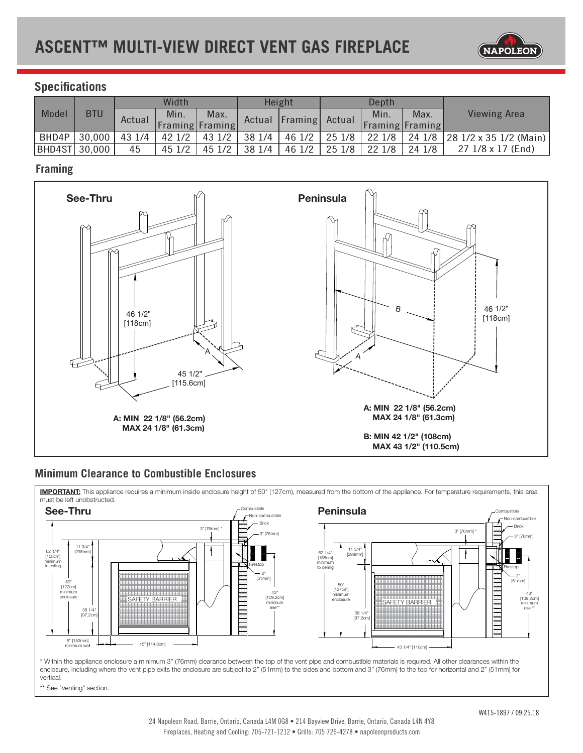# ASCENT™ MULTI-VIEW DIRECT VENT GAS FIREPLACE

## Specifications

| Model | BTU | Width | | | Height | | Depth | | | Viewing Area |
|---|---|---|---|---|---|---|---|---|---|---|
| | | Actual | Min. Framing | Max. Framing | Actual | Framing | Actual | Min. Framing | Max. Framing | |
| BHD4P | 30,000 | 43 1/4 | 42 1/2 | 43 1/2 | 38 1/4 | 46 1/2 | 25 1/8 | 22 1/8 | 24 1/8 | 28 1/2 x 35 1/2 (Main) |
| BHD4ST | 30,000 | 45 | 45 1/2 | 45 1/2 | 38 1/4 | 46 1/2 | 25 1/8 | 22 1/8 | 24 1/8 | 27 1/8 x 17 (End) |

## Framing

**See-Thru**

46 1/2" [118cm]

45 1/2" [115.6cm]

**A: MIN 22 1/8" (56.2cm)**
**MAX 24 1/8" (61.3cm)**

**Peninsula**

46 1/2" [118cm]

**A: MIN 22 1/8" (56.2cm)**
**MAX 24 1/8" (61.3cm)**

**B: MIN 42 1/2" (108cm)**
**MAX 43 1/2" (110.5cm)**

## Minimum Clearance to Combustible Enclosures

**IMPORTANT:** This appliance requires a minimum inside enclosure height of 50" (127cm), measured from the bottom of the appliance. For temperature requirements, this area must be left unobstructed.

**See-Thru**

Combustible; Non-combustible; Brick; 3" [76mm] *; 3" [76mm]; Firestop; 2" [51mm]; 43" [109.2cm] minimum rise**; 62 1/4" [158cm] minimum to ceiling; 11 3/4" [298mm]; 50" [127cm] minimum enclosure; 38 1/4" [97.2cm]; SAFETY BARRIER; 6" [152mm] minimum wall; 45" [114.3cm]

**Peninsula**

Combustible; Non-combustible; Brick; 3" [76mm] *; 3" [76mm]; Firestop; 2" [51mm]; 43" [109.2cm] minimum rise **; 62 1/4" [158cm] minimum to ceiling; 11 3/4" [298mm]; 50" [127cm] minimum enclosure; 38 1/4" [97.2cm]; SAFETY BARRIER; 43 1/4" [110cm]

\* Within the appliance enclosure a minimum 3" (76mm) clearance between the top of the vent pipe and combustible materials is required. All other clearances within the enclosure, including where the vent pipe exits the enclosure are subject to 2" (51mm) to the sides and bottom and 3" (76mm) to the top for horizontal and 2" (51mm) for vertical.

\*\* See "venting" section.

W415-1897 / 09.25.18

24 Napoleon Road, Barrie, Ontario, Canada L4M 0G8 • 214 Bayview Drive, Barrie, Ontario, Canada L4N 4Y8
Fireplaces, Heating and Cooling: 705-721-1212 • Grills: 705 726-4278 • napoleonproducts.com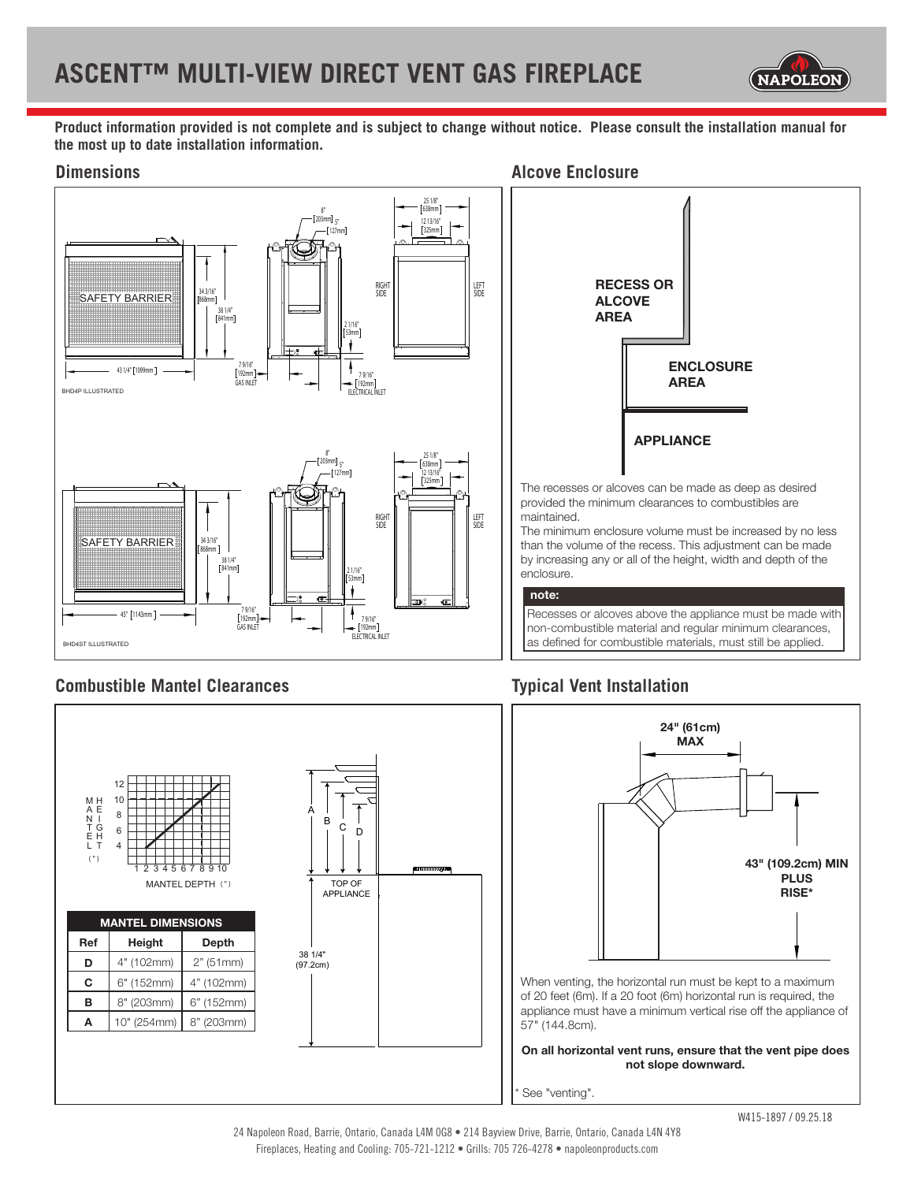# ASCENT™ MULTI-VIEW DIRECT VENT GAS FIREPLACE

**Product information provided is not complete and is subject to change without notice. Please consult the installation manual for the most up to date installation information.**

## Dimensions

SAFETY BARRIER

34 3/16" [868mm]

38 1/4" [841mm]

43 1/4" [1099mm]

7 9/16" [192mm] GAS INLET

7 9/16" [192mm] ELECTRICAL INLET

8" [203mm]

5" [127mm]

2 1/16" [53mm]

25 1/8" [638mm]

12 13/16" [325mm]

RIGHT SIDE

LEFT SIDE

BHD4P ILLUSTRATED

SAFETY BARRIER

34 3/16" [868mm]

38 1/4" [841mm]

45" [1143mm]

7 9/16" [192mm] GAS INLET

7 9/16" [192mm] ELECTRICAL INLET

8" [203mm]

5" [127mm]

2 1/16" [53mm]

25 1/8" [638mm]

12 13/16" [325mm]

RIGHT SIDE

LEFT SIDE

BHD4ST ILLUSTRATED

## Alcove Enclosure

RECESS OR ALCOVE AREA

ENCLOSURE AREA

APPLIANCE

The recesses or alcoves can be made as deep as desired provided the minimum clearances to combustibles are maintained.

The minimum enclosure volume must be increased by no less than the volume of the recess. This adjustment can be made by increasing any or all of the height, width and depth of the enclosure.

**note:**

Recesses or alcoves above the appliance must be made with non-combustible material and regular minimum clearances, as defined for combustible materials, must still be applied.

## Combustible Mantel Clearances

MANTEL HEIGHT (")

MANTEL DEPTH (")

| MANTEL DIMENSIONS | | |
|---|---|---|
| **Ref** | **Height** | **Depth** |
| **D** | 4" (102mm) | 2" (51mm) |
| **C** | 6" (152mm) | 4" (102mm) |
| **B** | 8" (203mm) | 6" (152mm) |
| **A** | 10" (254mm) | 8" (203mm) |

TOP OF APPLIANCE

38 1/4" (97.2cm)

## Typical Vent Installation

24" (61cm) MAX

43" (109.2cm) MIN PLUS RISE*

When venting, the horizontal run must be kept to a maximum of 20 feet (6m). If a 20 foot (6m) horizontal run is required, the appliance must have a minimum vertical rise off the appliance of 57" (144.8cm).

**On all horizontal vent runs, ensure that the vent pipe does not slope downward.**

* See "venting".

W415-1897 / 09.25.18

24 Napoleon Road, Barrie, Ontario, Canada L4M 0G8 • 214 Bayview Drive, Barrie, Ontario, Canada L4N 4Y8
Fireplaces, Heating and Cooling: 705-721-1212 • Grills: 705 726-4278 • napoleonproducts.com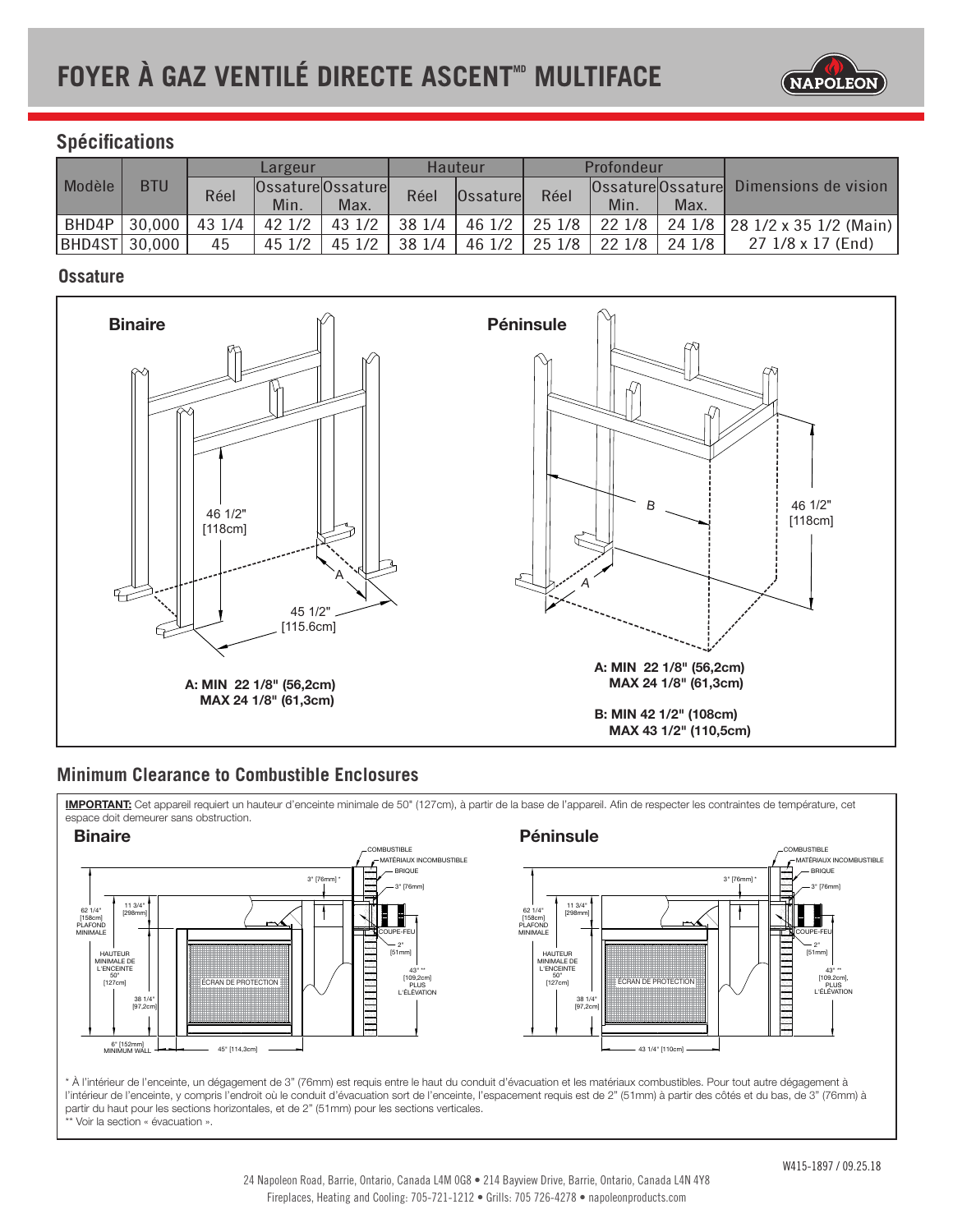# FOYER À GAZ VENTILÉ DIRECTE ASCENT[MD] MULTIFACE

## Spécifications

| Modèle | BTU | Largeur | | | Hauteur | | Profondeur | | | Dimensions de vision |
|---|---|---|---|---|---|---|---|---|---|---|
| | | Réel | Ossature Min. | Ossature Max. | Réel | Ossature | Réel | Ossature Min. | Ossature Max. | |
| BHD4P | 30,000 | 43 1/4 | 42 1/2 | 43 1/2 | 38 1/4 | 46 1/2 | 25 1/8 | 22 1/8 | 24 1/8 | 28 1/2 x 35 1/2 (Main) |
| BHD4ST | 30,000 | 45 | 45 1/2 | 45 1/2 | 38 1/4 | 46 1/2 | 25 1/8 | 22 1/8 | 24 1/8 | 27 1/8 x 17 (End) |

## Ossature

**Binaire**

46 1/2" [118cm]

45 1/2" [115.6cm]

**A: MIN 22 1/8" (56,2cm)**
**MAX 24 1/8" (61,3cm)**

**Péninsule**

46 1/2" [118cm]

**A: MIN 22 1/8" (56,2cm)**
**MAX 24 1/8" (61,3cm)**

**B: MIN 42 1/2" (108cm)**
**MAX 43 1/2" (110,5cm)**

## Minimum Clearance to Combustible Enclosures

**IMPORTANT:** Cet appareil requiert un hauteur d'enceinte minimale de 50" (127cm), à partir de la base de l'appareil. Afin de respecter les contraintes de température, cet espace doit demeurer sans obstruction.

**Binaire**

COMBUSTIBLE — MATÉRIAUX INCOMBUSTIBLE — BRIQUE — 3" [76mm] * — 3" [76mm] — COUPE-FEU — 2" [51mm] — 43" ** [109,2cm] PLUS L'ÉLÉVATION — 62 1/4" [158cm] PLAFOND MINIMALE — 11 3/4" [298mm] — HAUTEUR MINIMALE DE L'ENCEINTE 50" [127cm] — 38 1/4" [97,2cm] — ÉCRAN DE PROTECTION — 6" [152mm] MINIMUM WALL — 45" [114,3cm]

**Péninsule**

COMBUSTIBLE — MATÉRIAUX INCOMBUSTIBLE — BRIQUE — 3" [76mm] * — 3" [76mm] — COUPE-FEU — 2" [51mm] — 43" ** [109,2cm], PLUS L'ÉLÉVATION — 62 1/4" [158cm] PLAFOND MINIMALE — 11 3/4" [298mm] — HAUTEUR MINIMALE DE L'ENCEINTE 50" [127cm] — 38 1/4" [97,2cm] — ÉCRAN DE PROTECTION — 43 1/4" [110cm]

* À l'intérieur de l'enceinte, un dégagement de 3" (76mm) est requis entre le haut du conduit d'évacuation et les matériaux combustibles. Pour tout autre dégagement à l'intérieur de l'enceinte, y compris l'endroit où le conduit d'évacuation sort de l'enceinte, l'espacement requis est de 2" (51mm) à partir des côtés et du bas, de 3" (76mm) à partir du haut pour les sections horizontales, et de 2" (51mm) pour les sections verticales.
** Voir la section « évacuation ».

W415-1897 / 09.25.18

24 Napoleon Road, Barrie, Ontario, Canada L4M 0G8 • 214 Bayview Drive, Barrie, Ontario, Canada L4N 4Y8
Fireplaces, Heating and Cooling: 705-721-1212 • Grills: 705 726-4278 • napoleonproducts.com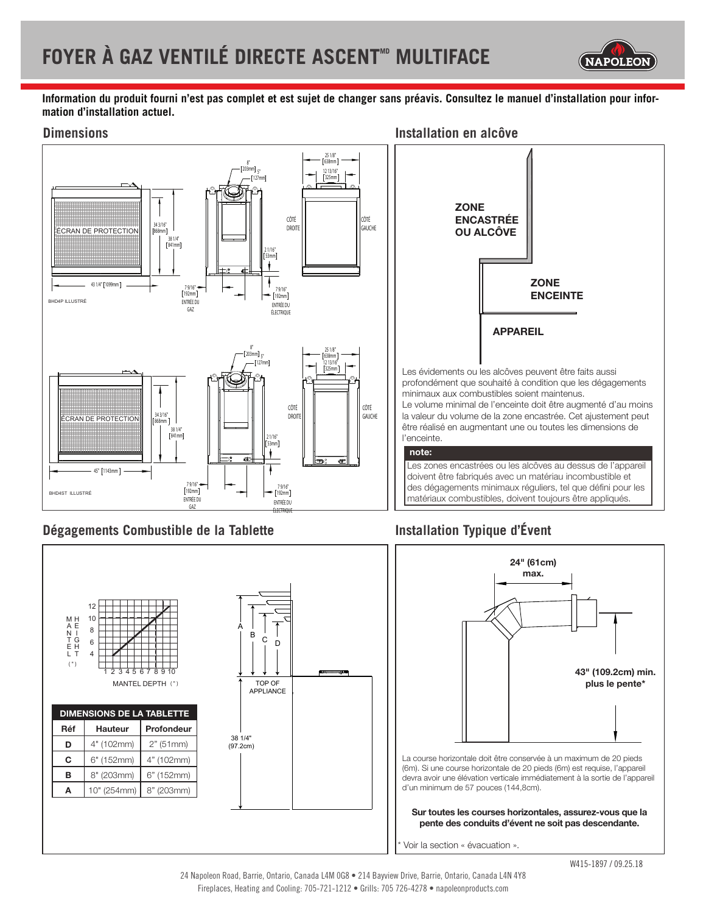# FOYER À GAZ VENTILÉ DIRECTE ASCENT[MD] MULTIFACE

**Information du produit fourni n'est pas complet et est sujet de changer sans préavis. Consultez le manuel d'installation pour information d'installation actuel.**

## Dimensions

ÉCRAN DE PROTECTION

34 3/16" [868mm]

38 1/4" [841mm]

43 1/4" [1099mm]

BHD4P ILLUSTRÉ

8" [203mm]

5" [127mm]

CÔTÉ DROITE

CÔTÉ GAUCHE

25 1/8" [638mm]

12 13/16" [325mm]

2 1/16" [53mm]

7 9/16" [192mm] ENTRÉE DU GAZ

7 9/16" [192mm] ENTRÉE DU ÉLECTRIQUE

ÉCRAN DE PROTECTION

34 3/16" [868mm]

38 1/4" [841mm]

45" [1143mm]

BHD4ST ILLUSTRÉ

8" [203mm]

5" [127mm]

CÔTÉ DROITE

CÔTÉ GAUCHE

25 1/8" [638mm]

12 13/16" [325mm]

2 1/16" [53mm]

7 9/16" [192mm] ENTRÉE DU GAZ

7 9/16" [192mm] ENTRÉE DU ÉLECTRIQUE

## Installation en alcôve

ZONE ENCASTRÉE OU ALCÔVE

ZONE ENCEINTE

APPAREIL

Les évidements ou les alcôves peuvent être faits aussi profondément que souhaité à condition que les dégagements minimaux aux combustibles soient maintenus.
Le volume minimal de l'enceinte doit être augmenté d'au moins la valeur du volume de la zone encastrée. Cet ajustement peut être réalisé en augmentant une ou toutes les dimensions de l'enceinte.

**note:**
Les zones encastrées ou les alcôves au dessus de l'appareil doivent être fabriqués avec un matériau incombustible et des dégagements minimaux réguliers, tel que défini pour les matériaux combustibles, doivent toujours être appliqués.

## Dégagements Combustible de la Tablette

MANTEL HEIGHT (")

12
10
8
6
4

1 2 3 4 5 6 7 8 9 10

MANTEL DEPTH (")

A
B
C
D

TOP OF APPLIANCE

38 1/4" (97.2cm)

| DIMENSIONS DE LA TABLETTE | | |
|---|---|---|
| **Réf** | **Hauteur** | **Profondeur** |
| **D** | 4" (102mm) | 2" (51mm) |
| **C** | 6" (152mm) | 4" (102mm) |
| **B** | 8" (203mm) | 6" (152mm) |
| **A** | 10" (254mm) | 8" (203mm) |

## Installation Typique d'Évent

24" (61cm) max.

43" (109.2cm) min. plus le pente*

La course horizontale doit être conservée à un maximum de 20 pieds (6m). Si une course horizontale de 20 pieds (6m) est requise, l'appareil devra avoir une élévation verticale immédiatement à la sortie de l'appareil d'un minimum de 57 pouces (144,8cm).

**Sur toutes les courses horizontales, assurez-vous que la pente des conduits d'évent ne soit pas descendante.**

\* Voir la section « évacuation ».

W415-1897 / 09.25.18

24 Napoleon Road, Barrie, Ontario, Canada L4M 0G8 • 214 Bayview Drive, Barrie, Ontario, Canada L4N 4Y8
Fireplaces, Heating and Cooling: 705-721-1212 • Grills: 705 726-4278 • napoleonproducts.com